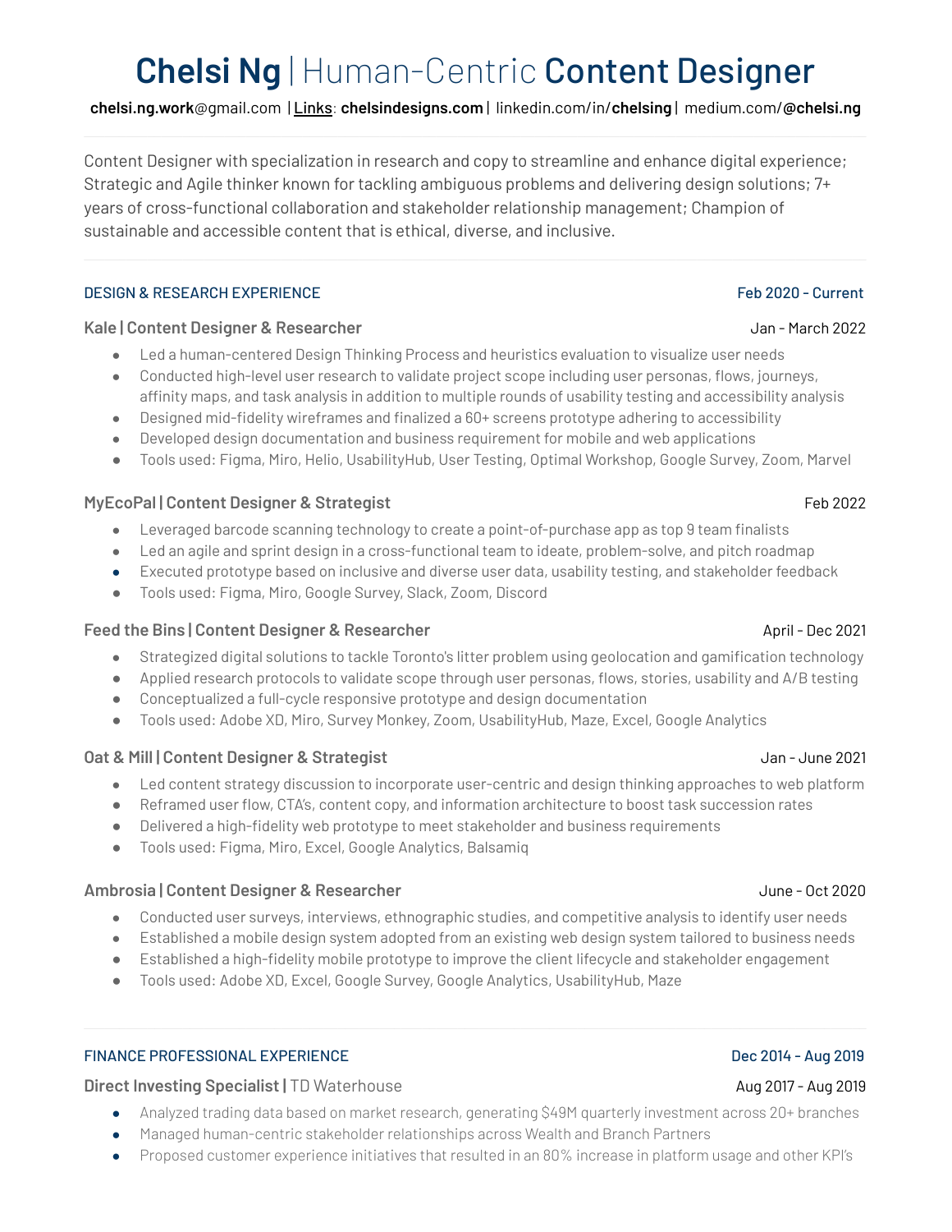# Chelsi Ng | Human-Centric **Content Designer**

**chelsi.ng.work**@gmail.com | Links: **chelsindesigns.com** | linkedin.com/in/**chelsing** | medium.com/**@chelsi.ng**

Content Designer with specialization in research and copy to streamline and enhance digital experience; Strategic and Agile thinker known for tackling ambiguous problems and delivering design solutions; 7+ years of cross-functional collaboration and stakeholder relationship management; Champion of sustainable and accessible content that is ethical, diverse, and inclusive.

## DESIGN & RESEARCH EXPERIENCE — Feb 2020 - Current

### Kale | Content Designer & Researcher — Jan - March 2022

- Led a human-centered Design Thinking Process and heuristics evaluation to visualize user needs
- Conducted high-level user research to validate project scope including user personas, flows, journeys, affinity maps, and task analysis in addition to multiple rounds of usability testing and accessibility analysis
- Designed mid-fidelity wireframes and finalized a 60+ screens prototype adhering to accessibility
- Developed design documentation and business requirement for mobile and web applications
- Tools used: Figma, Miro, Helio, UsabilityHub, User Testing, Optimal Workshop, Google Survey, Zoom, Marvel

### MyEcoPal | Content Designer & Strategist — Feb 2022

- Leveraged barcode scanning technology to create a point-of-purchase app as top 9 team finalists
- Led an agile and sprint design in a cross-functional team to ideate, problem-solve, and pitch roadmap
- Executed prototype based on inclusive and diverse user data, usability testing, and stakeholder feedback
- Tools used: Figma, Miro, Google Survey, Slack, Zoom, Discord

### Feed the Bins | Content Designer & Researcher — April - Dec 2021

- Strategized digital solutions to tackle Toronto's litter problem using geolocation and gamification technology
- Applied research protocols to validate scope through user personas, flows, stories, usability and A/B testing
- Conceptualized a full-cycle responsive prototype and design documentation
- Tools used: Adobe XD, Miro, Survey Monkey, Zoom, UsabilityHub, Maze, Excel, Google Analytics

### Oat & Mill | Content Designer & Strategist — Jan - June 2021

- Led content strategy discussion to incorporate user-centric and design thinking approaches to web platform
- Reframed user flow, CTA's, content copy, and information architecture to boost task succession rates
- Delivered a high-fidelity web prototype to meet stakeholder and business requirements
- Tools used: Figma, Miro, Excel, Google Analytics, Balsamiq

### Ambrosia | Content Designer & Researcher — June - Oct 2020

- Conducted user surveys, interviews, ethnographic studies, and competitive analysis to identify user needs
- Established a mobile design system adopted from an existing web design system tailored to business needs
- Established a high-fidelity mobile prototype to improve the client lifecycle and stakeholder engagement
- Tools used: Adobe XD, Excel, Google Survey, Google Analytics, UsabilityHub, Maze

## FINANCE PROFESSIONAL EXPERIENCE — Dec 2014 - Aug 2019

### Direct Investing Specialist | TD Waterhouse — Aug 2017 - Aug 2019

- Analyzed trading data based on market research, generating $49M quarterly investment across 20+ branches
- Managed human-centric stakeholder relationships across Wealth and Branch Partners
- Proposed customer experience initiatives that resulted in an 80% increase in platform usage and other KPI's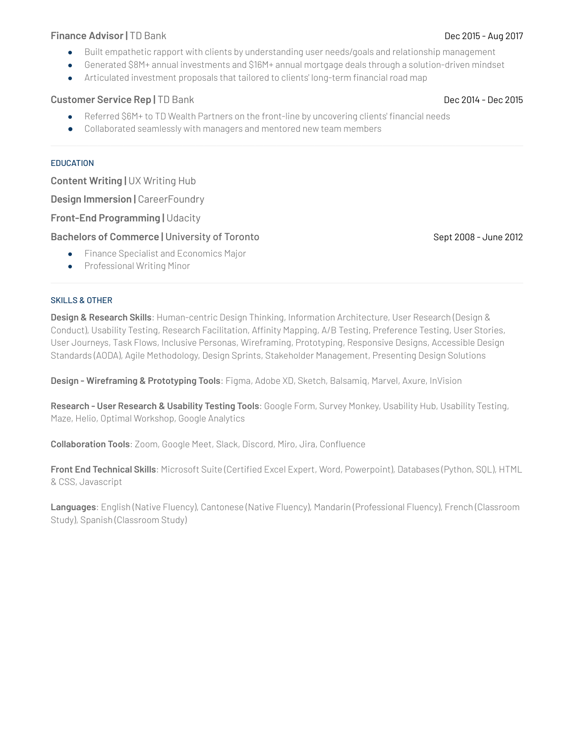**Finance Advisor |** TD Bank Dec 2015 - Aug 2017

- Built empathetic rapport with clients by understanding user needs/goals and relationship management
- Generated $8M+ annual investments and $16M+ annual mortgage deals through a solution-driven mindset
- Articulated investment proposals that tailored to clients' long-term financial road map

**Customer Service Rep |** TD Bank Dec 2014 - Dec 2015

- Referred $6M+ to TD Wealth Partners on the front-line by uncovering clients' financial needs
- Collaborated seamlessly with managers and mentored new team members

---

## EDUCATION

**Content Writing |** UX Writing Hub

**Design Immersion |** CareerFoundry

**Front-End Programming |** Udacity

**Bachelors of Commerce | University of Toronto** Sept 2008 - June 2012

- Finance Specialist and Economics Major
- Professional Writing Minor

---

## SKILLS & OTHER

**Design & Research Skills**: Human-centric Design Thinking, Information Architecture, User Research (Design & Conduct), Usability Testing, Research Facilitation, Affinity Mapping, A/B Testing, Preference Testing, User Stories, User Journeys, Task Flows, Inclusive Personas, Wireframing, Prototyping, Responsive Designs, Accessible Design Standards (AODA), Agile Methodology, Design Sprints, Stakeholder Management, Presenting Design Solutions

**Design - Wireframing & Prototyping Tools**: Figma, Adobe XD, Sketch, Balsamiq, Marvel, Axure, InVision

**Research - User Research & Usability Testing Tools**: Google Form, Survey Monkey, Usability Hub, Usability Testing, Maze, Helio, Optimal Workshop, Google Analytics

**Collaboration Tools**: Zoom, Google Meet, Slack, Discord, Miro, Jira, Confluence

**Front End Technical Skills**: Microsoft Suite (Certified Excel Expert, Word, Powerpoint), Databases (Python, SQL), HTML & CSS, Javascript

**Languages**: English (Native Fluency), Cantonese (Native Fluency), Mandarin (Professional Fluency), French (Classroom Study), Spanish (Classroom Study)